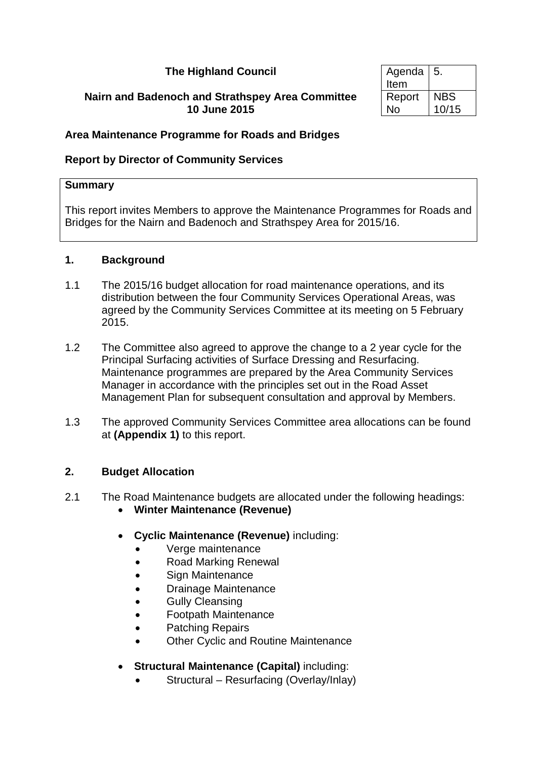**The Highland Council**

**Nairn and Badenoch and Strathspey Area Committee**
**10 June 2015**

| Agenda Item | 5. |
|---|---|
| Report No | NBS 10/15 |

**Area Maintenance Programme for Roads and Bridges**

**Report by Director of Community Services**

**Summary**

This report invites Members to approve the Maintenance Programmes for Roads and Bridges for the Nairn and Badenoch and Strathspey Area for 2015/16.

## 1. Background

1.1 The 2015/16 budget allocation for road maintenance operations, and its distribution between the four Community Services Operational Areas, was agreed by the Community Services Committee at its meeting on 5 February 2015.

1.2 The Committee also agreed to approve the change to a 2 year cycle for the Principal Surfacing activities of Surface Dressing and Resurfacing. Maintenance programmes are prepared by the Area Community Services Manager in accordance with the principles set out in the Road Asset Management Plan for subsequent consultation and approval by Members.

1.3 The approved Community Services Committee area allocations can be found at **(Appendix 1)** to this report.

## 2. Budget Allocation

2.1 The Road Maintenance budgets are allocated under the following headings:

- **Winter Maintenance (Revenue)**
- **Cyclic Maintenance (Revenue)** including:
  - Verge maintenance
  - Road Marking Renewal
  - Sign Maintenance
  - Drainage Maintenance
  - Gully Cleansing
  - Footpath Maintenance
  - Patching Repairs
  - Other Cyclic and Routine Maintenance
- **Structural Maintenance (Capital)** including:
  - Structural – Resurfacing (Overlay/Inlay)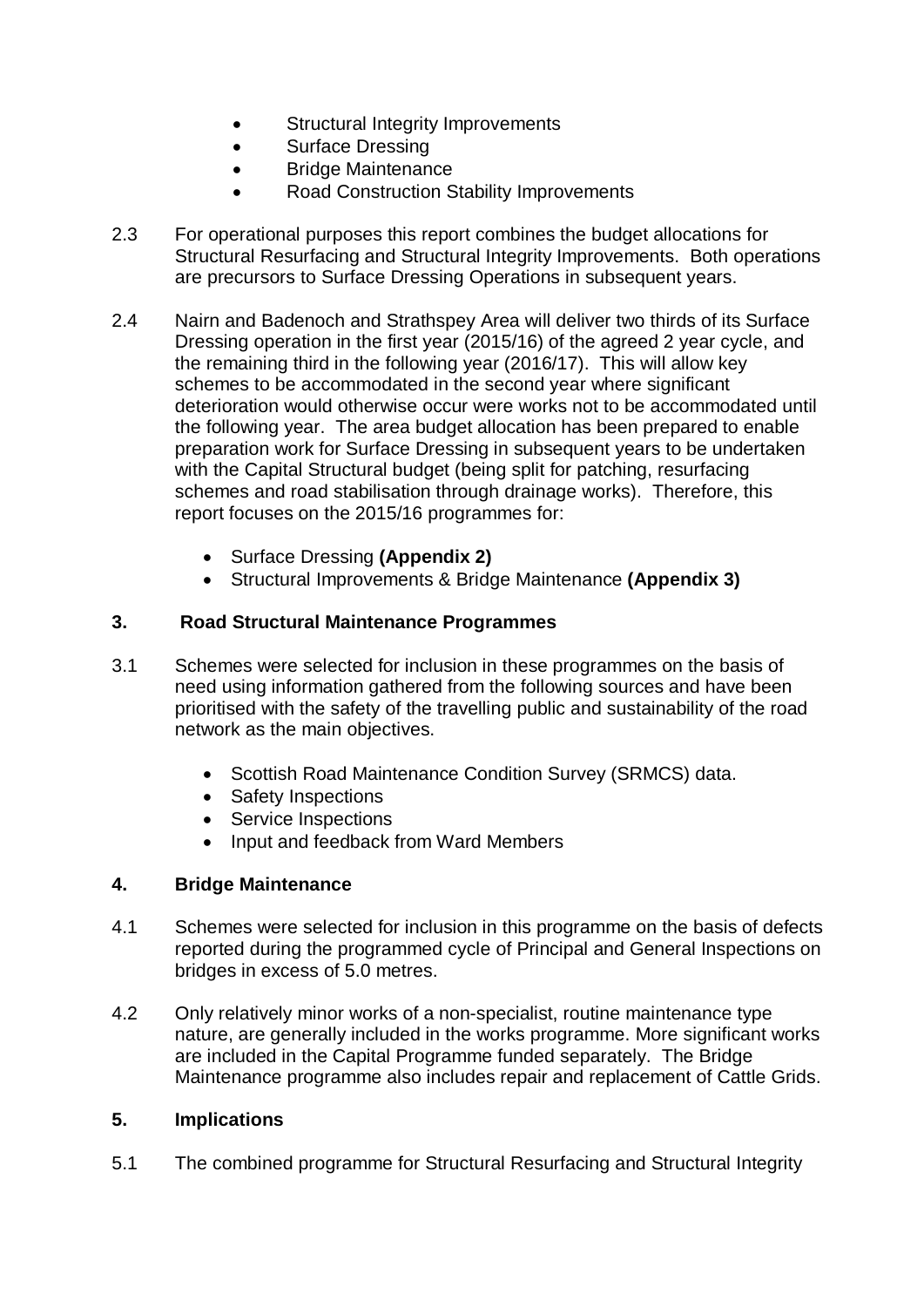- Structural Integrity Improvements
- Surface Dressing
- Bridge Maintenance
- Road Construction Stability Improvements

2.3 For operational purposes this report combines the budget allocations for Structural Resurfacing and Structural Integrity Improvements. Both operations are precursors to Surface Dressing Operations in subsequent years.

2.4 Nairn and Badenoch and Strathspey Area will deliver two thirds of its Surface Dressing operation in the first year (2015/16) of the agreed 2 year cycle, and the remaining third in the following year (2016/17). This will allow key schemes to be accommodated in the second year where significant deterioration would otherwise occur were works not to be accommodated until the following year. The area budget allocation has been prepared to enable preparation work for Surface Dressing in subsequent years to be undertaken with the Capital Structural budget (being split for patching, resurfacing schemes and road stabilisation through drainage works). Therefore, this report focuses on the 2015/16 programmes for:

- Surface Dressing **(Appendix 2)**
- Structural Improvements & Bridge Maintenance **(Appendix 3)**

## 3. Road Structural Maintenance Programmes

3.1 Schemes were selected for inclusion in these programmes on the basis of need using information gathered from the following sources and have been prioritised with the safety of the travelling public and sustainability of the road network as the main objectives.

- Scottish Road Maintenance Condition Survey (SRMCS) data.
- Safety Inspections
- Service Inspections
- Input and feedback from Ward Members

## 4. Bridge Maintenance

4.1 Schemes were selected for inclusion in this programme on the basis of defects reported during the programmed cycle of Principal and General Inspections on bridges in excess of 5.0 metres.

4.2 Only relatively minor works of a non-specialist, routine maintenance type nature, are generally included in the works programme. More significant works are included in the Capital Programme funded separately. The Bridge Maintenance programme also includes repair and replacement of Cattle Grids.

## 5. Implications

5.1 The combined programme for Structural Resurfacing and Structural Integrity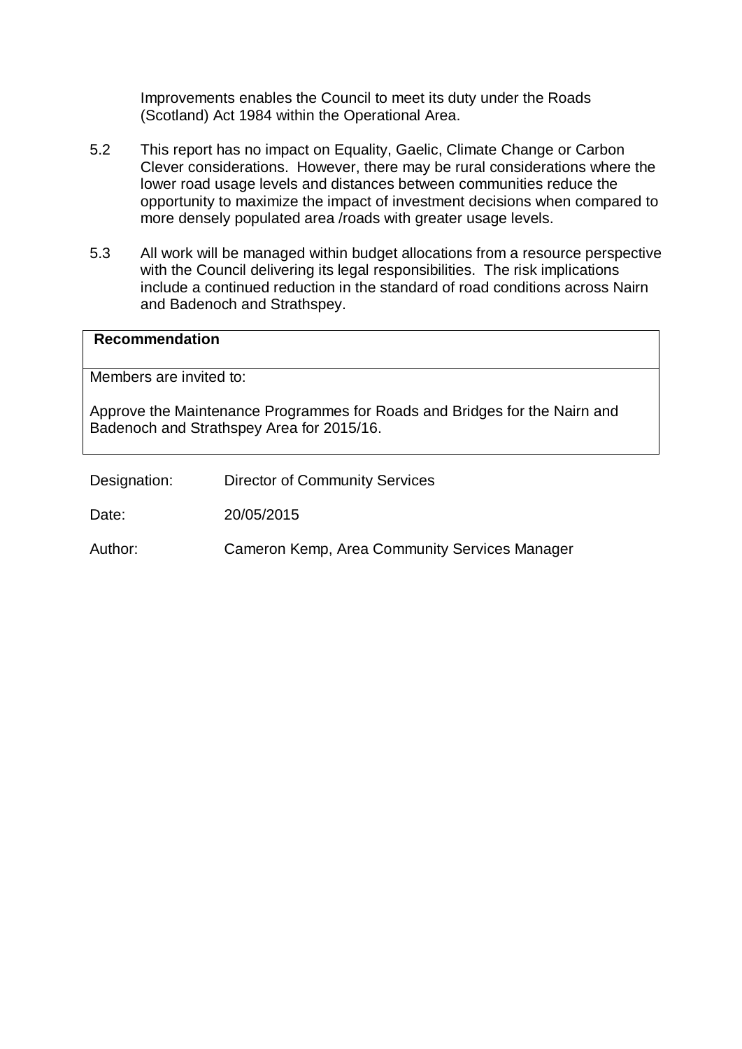Improvements enables the Council to meet its duty under the Roads (Scotland) Act 1984 within the Operational Area.

5.2 This report has no impact on Equality, Gaelic, Climate Change or Carbon Clever considerations. However, there may be rural considerations where the lower road usage levels and distances between communities reduce the opportunity to maximize the impact of investment decisions when compared to more densely populated area /roads with greater usage levels.

5.3 All work will be managed within budget allocations from a resource perspective with the Council delivering its legal responsibilities. The risk implications include a continued reduction in the standard of road conditions across Nairn and Badenoch and Strathspey.

| **Recommendation** |
|---|
| Members are invited to:<br><br>Approve the Maintenance Programmes for Roads and Bridges for the Nairn and Badenoch and Strathspey Area for 2015/16. |

Designation: Director of Community Services

Date: 20/05/2015

Author: Cameron Kemp, Area Community Services Manager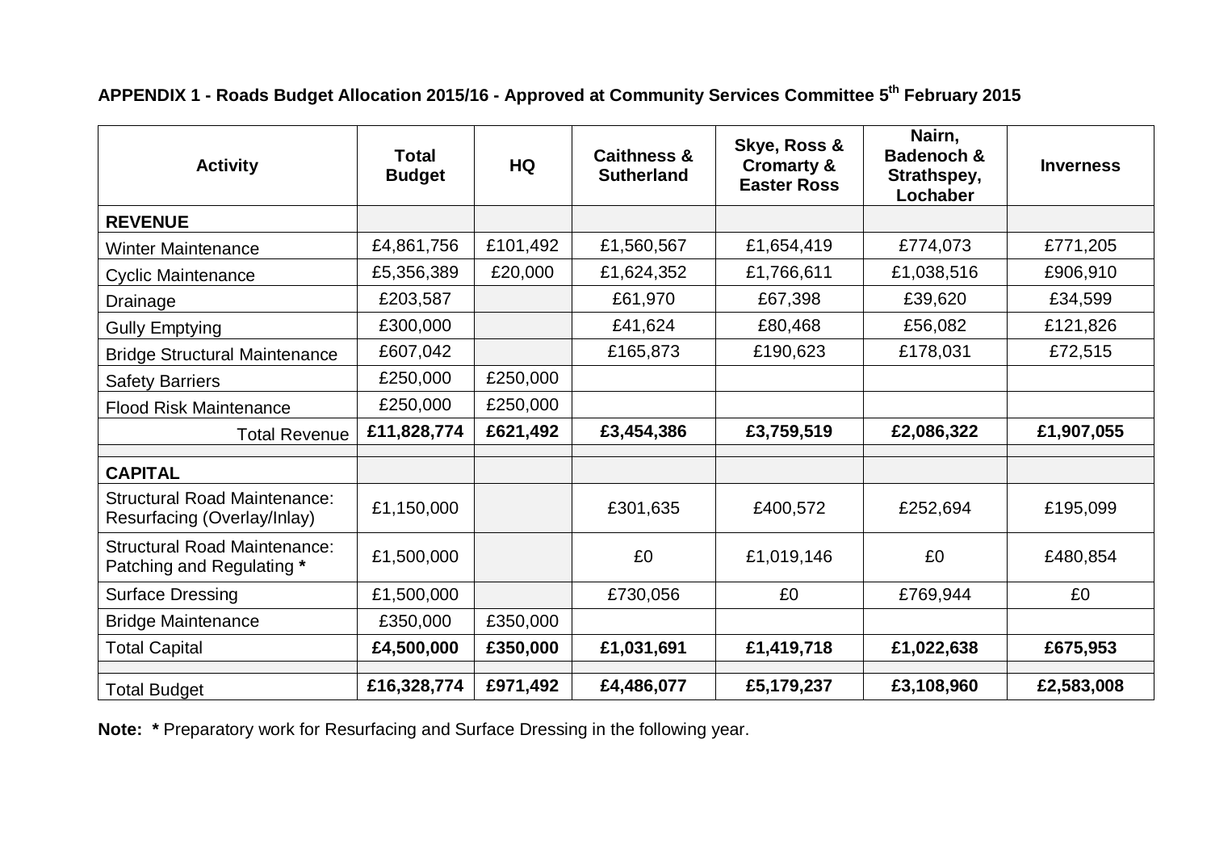**APPENDIX 1 - Roads Budget Allocation 2015/16 - Approved at Community Services Committee 5th February 2015**

| Activity | Total Budget | HQ | Caithness & Sutherland | Skye, Ross & Cromarty & Easter Ross | Nairn, Badenoch & Strathspey, Lochaber | Inverness |
|---|---|---|---|---|---|---|
| **REVENUE** | | | | | | |
| Winter Maintenance | £4,861,756 | £101,492 | £1,560,567 | £1,654,419 | £774,073 | £771,205 |
| Cyclic Maintenance | £5,356,389 | £20,000 | £1,624,352 | £1,766,611 | £1,038,516 | £906,910 |
| Drainage | £203,587 | | £61,970 | £67,398 | £39,620 | £34,599 |
| Gully Emptying | £300,000 | | £41,624 | £80,468 | £56,082 | £121,826 |
| Bridge Structural Maintenance | £607,042 | | £165,873 | £190,623 | £178,031 | £72,515 |
| Safety Barriers | £250,000 | £250,000 | | | | |
| Flood Risk Maintenance | £250,000 | £250,000 | | | | |
| Total Revenue | **£11,828,774** | **£621,492** | **£3,454,386** | **£3,759,519** | **£2,086,322** | **£1,907,055** |
| | | | | | | |
| **CAPITAL** | | | | | | |
| Structural Road Maintenance: Resurfacing (Overlay/Inlay) | £1,150,000 | | £301,635 | £400,572 | £252,694 | £195,099 |
| Structural Road Maintenance: Patching and Regulating **\*** | £1,500,000 | | £0 | £1,019,146 | £0 | £480,854 |
| Surface Dressing | £1,500,000 | | £730,056 | £0 | £769,944 | £0 |
| Bridge Maintenance | £350,000 | £350,000 | | | | |
| Total Capital | **£4,500,000** | **£350,000** | **£1,031,691** | **£1,419,718** | **£1,022,638** | **£675,953** |
| | | | | | | |
| Total Budget | **£16,328,774** | **£971,492** | **£4,486,077** | **£5,179,237** | **£3,108,960** | **£2,583,008** |

**Note: \*** Preparatory work for Resurfacing and Surface Dressing in the following year.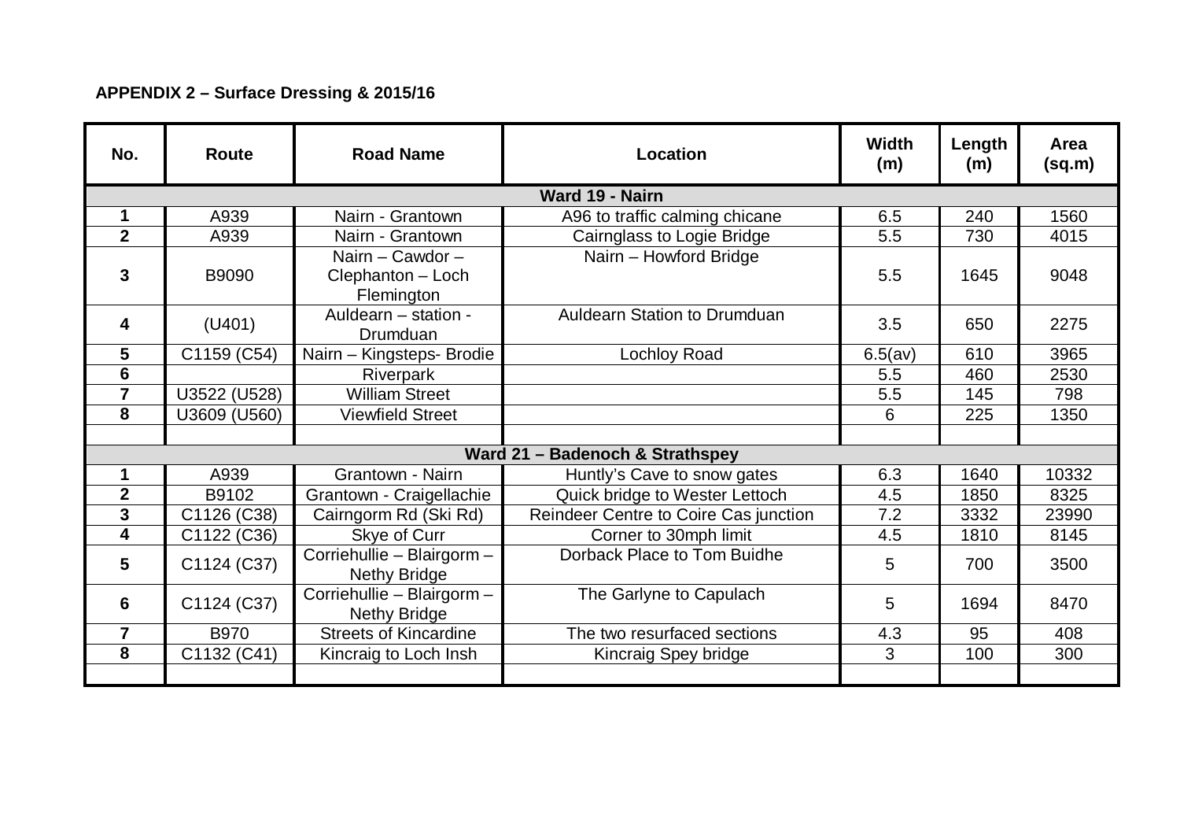**APPENDIX 2 – Surface Dressing & 2015/16**

| No. | Route | Road Name | Location | Width (m) | Length (m) | Area (sq.m) |
|---|---|---|---|---|---|---|
| **Ward 19 - Nairn** | | | | | | |
| **1** | A939 | Nairn - Grantown | A96 to traffic calming chicane | 6.5 | 240 | 1560 |
| **2** | A939 | Nairn - Grantown | Cairnglass to Logie Bridge | 5.5 | 730 | 4015 |
| **3** | B9090 | Nairn – Cawdor – Clephanton – Loch Flemington | Nairn – Howford Bridge | 5.5 | 1645 | 9048 |
| **4** | (U401) | Auldearn – station - Drumduan | Auldearn Station to Drumduan | 3.5 | 650 | 2275 |
| **5** | C1159 (C54) | Nairn – Kingsteps- Brodie | Lochloy Road | 6.5(av) | 610 | 3965 |
| **6** | | Riverpark | | 5.5 | 460 | 2530 |
| **7** | U3522 (U528) | William Street | | 5.5 | 145 | 798 |
| **8** | U3609 (U560) | Viewfield Street | | 6 | 225 | 1350 |
| | | | | | | |
| **Ward 21 – Badenoch & Strathspey** | | | | | | |
| **1** | A939 | Grantown - Nairn | Huntly's Cave to snow gates | 6.3 | 1640 | 10332 |
| **2** | B9102 | Grantown - Craigellachie | Quick bridge to Wester Lettoch | 4.5 | 1850 | 8325 |
| **3** | C1126 (C38) | Cairngorm Rd (Ski Rd) | Reindeer Centre to Coire Cas junction | 7.2 | 3332 | 23990 |
| **4** | C1122 (C36) | Skye of Curr | Corner to 30mph limit | 4.5 | 1810 | 8145 |
| **5** | C1124 (C37) | Corriehullie – Blairgorm – Nethy Bridge | Dorback Place to Tom Buidhe | 5 | 700 | 3500 |
| **6** | C1124 (C37) | Corriehullie – Blairgorm – Nethy Bridge | The Garlyne to Capulach | 5 | 1694 | 8470 |
| **7** | B970 | Streets of Kincardine | The two resurfaced sections | 4.3 | 95 | 408 |
| **8** | C1132 (C41) | Kincraig to Loch Insh | Kincraig Spey bridge | 3 | 100 | 300 |
| | | | | | | |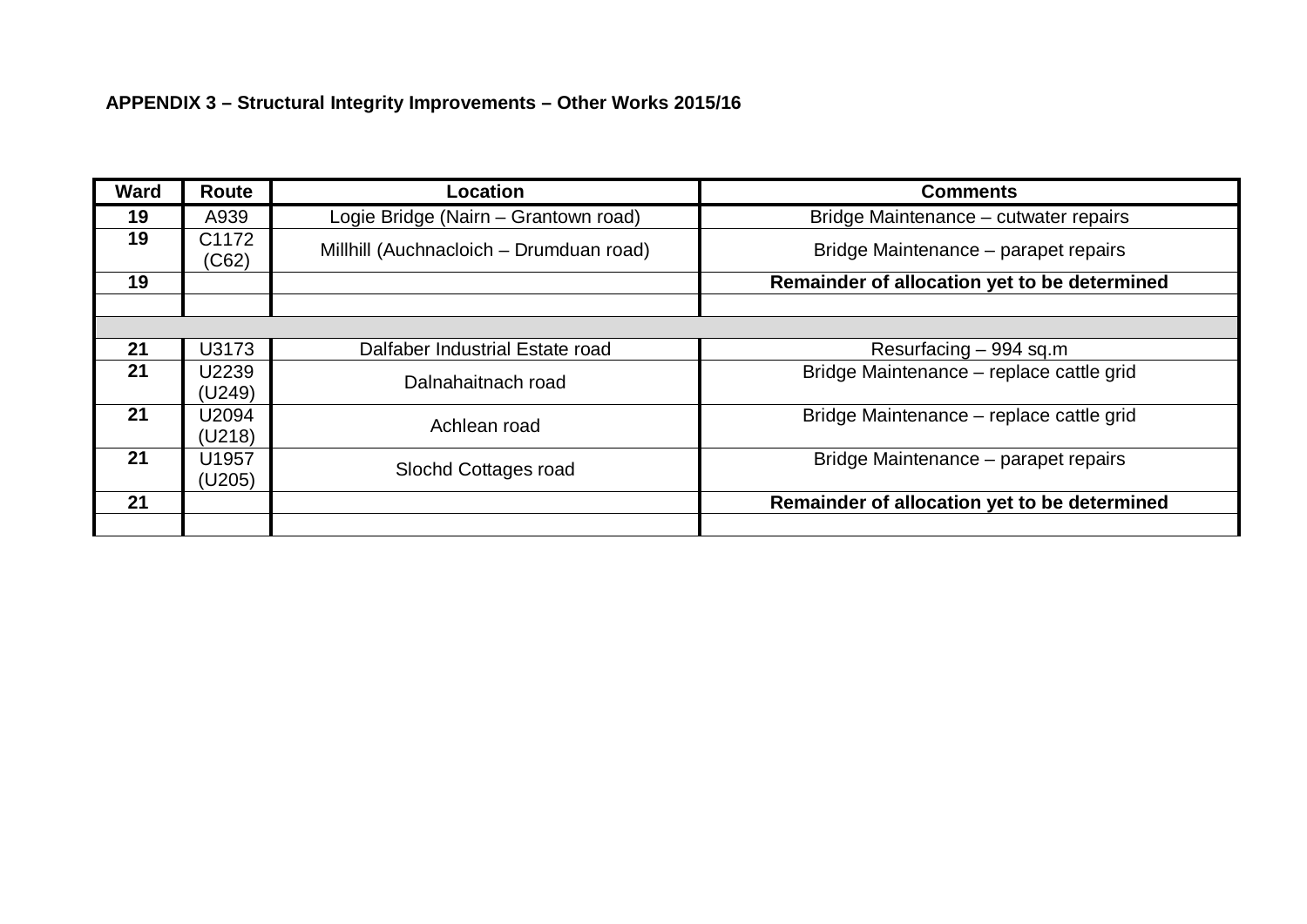**APPENDIX 3 – Structural Integrity Improvements – Other Works 2015/16**

| Ward | Route | Location | Comments |
|---|---|---|---|
| **19** | A939 | Logie Bridge (Nairn – Grantown road) | Bridge Maintenance – cutwater repairs |
| **19** | C1172 (C62) | Millhill (Auchnacloich – Drumduan road) | Bridge Maintenance – parapet repairs |
| **19** | | | **Remainder of allocation yet to be determined** |
| | | | |
| | | | |
| **21** | U3173 | Dalfaber Industrial Estate road | Resurfacing – 994 sq.m |
| **21** | U2239 (U249) | Dalnahaitnach road | Bridge Maintenance – replace cattle grid |
| **21** | U2094 (U218) | Achlean road | Bridge Maintenance – replace cattle grid |
| **21** | U1957 (U205) | Slochd Cottages road | Bridge Maintenance – parapet repairs |
| **21** | | | **Remainder of allocation yet to be determined** |
| | | | |